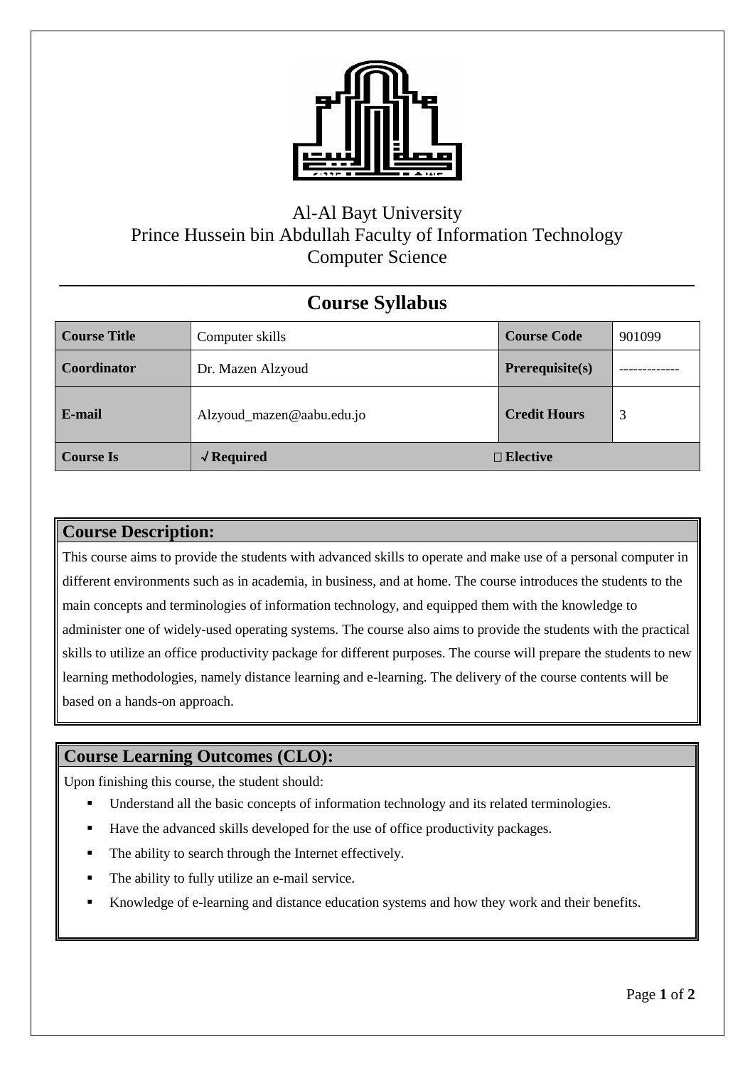Al-Al Bayt University
Prince Hussein bin Abdullah Faculty of Information Technology
Computer Science

# Course Syllabus

| Course Title | Computer skills | Course Code | 901099 |
|---|---|---|---|
| Coordinator | Dr. Mazen Alzyoud | Prerequisite(s) | ------------- |
| E-mail | Alzyoud_mazen@aabu.edu.jo | Credit Hours | 3 |
| Course Is | √ Required | Elective | |

## Course Description:

This course aims to provide the students with advanced skills to operate and make use of a personal computer in different environments such as in academia, in business, and at home. The course introduces the students to the main concepts and terminologies of information technology, and equipped them with the knowledge to administer one of widely-used operating systems. The course also aims to provide the students with the practical skills to utilize an office productivity package for different purposes. The course will prepare the students to new learning methodologies, namely distance learning and e-learning. The delivery of the course contents will be based on a hands-on approach.

## Course Learning Outcomes (CLO):

Upon finishing this course, the student should:

- Understand all the basic concepts of information technology and its related terminologies.
- Have the advanced skills developed for the use of office productivity packages.
- The ability to search through the Internet effectively.
- The ability to fully utilize an e-mail service.
- Knowledge of e-learning and distance education systems and how they work and their benefits.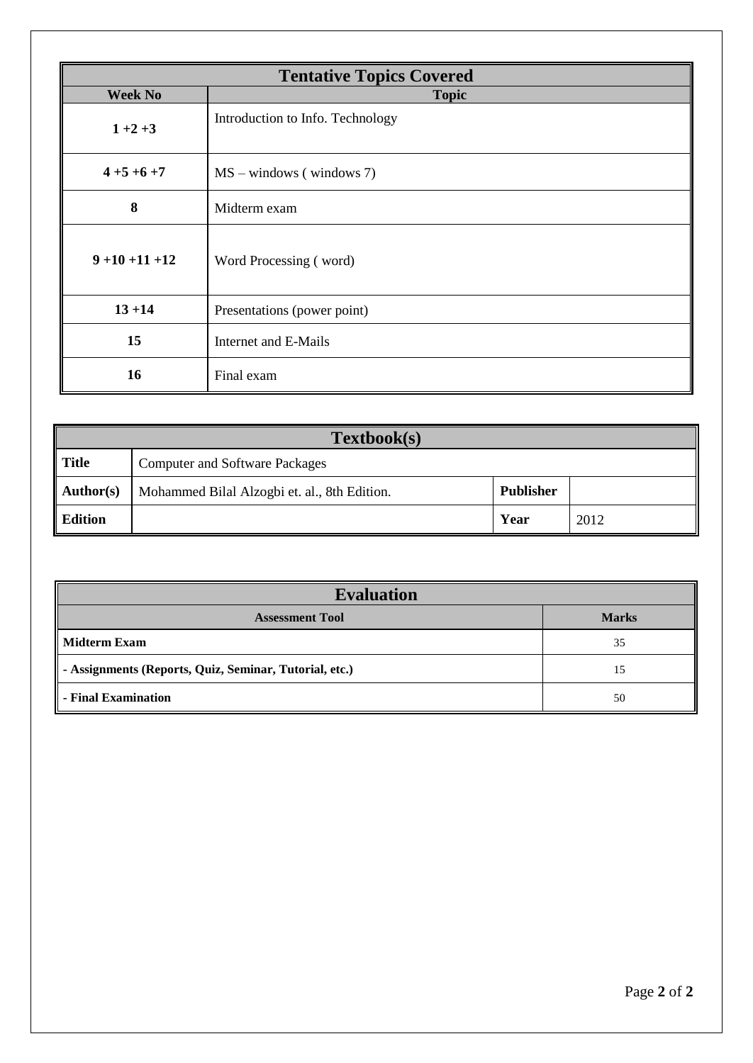| Tentative Topics Covered | |
|---|---|
| **Week No** | **Topic** |
| **1 +2 +3** | Introduction to Info. Technology |
| **4 +5 +6 +7** | MS – windows ( windows 7) |
| **8** | Midterm exam |
| **9 +10 +11 +12** | Word Processing ( word) |
| **13 +14** | Presentations (power point) |
| **15** | Internet and E-Mails |
| **16** | Final exam |

| Textbook(s) | | | |
|---|---|---|---|
| **Title** | Computer and Software Packages | | |
| **Author(s)** | Mohammed Bilal Alzogbi et. al., 8th Edition. | **Publisher** | |
| **Edition** | | **Year** | 2012 |

| Evaluation | |
|---|---|
| **Assessment Tool** | **Marks** |
| **Midterm Exam** | 35 |
| **- Assignments (Reports, Quiz, Seminar, Tutorial, etc.)** | 15 |
| **- Final Examination** | 50 |